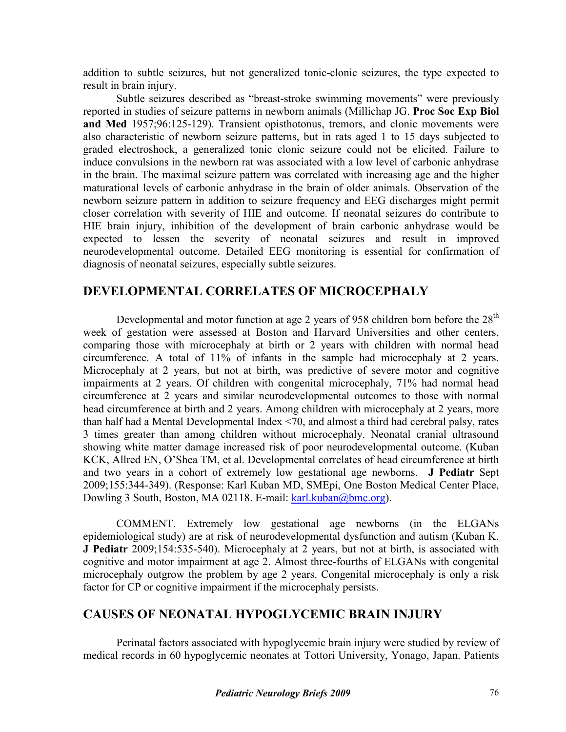addition to subtle seizures, but not generalized tonic-clonic seizures, the type expected to result in brain injury.

Subtle seizures described as "breast-stroke swimming movements" were previously reported in studies of seizure patterns in newborn animals (Millichap JG. **Proc Soc Exp Biol and Med** 1957;96:125-129). Transient opisthotonus, tremors, and clonic movements were also characteristic of newborn seizure patterns, but in rats aged 1 to 15 days subjected to graded electroshock, a generalized tonic clonic seizure could not be elicited. Failure to induce convulsions in the newborn rat was associated with a low level of carbonic anhydrase in the brain. The maximal seizure pattern was correlated with increasing age and the higher maturational levels of carbonic anhydrase in the brain of older animals. Observation of the newborn seizure pattern in addition to seizure frequency and EEG discharges might permit closer correlation with severity of HIE and outcome. If neonatal seizures do contribute to HIE brain injury, inhibition of the development of brain carbonic anhydrase would be expected to lessen the severity of neonatal seizures and result in improved neurodevelopmental outcome. Detailed EEG monitoring is essential for confirmation of diagnosis of neonatal seizures, especially subtle seizures.

## DEVELOPMENTAL CORRELATES OF MICROCEPHALY

Developmental and motor function at age 2 years of 958 children born before the 28th week of gestation were assessed at Boston and Harvard Universities and other centers, comparing those with microcephaly at birth or 2 years with children with normal head circumference. A total of 11% of infants in the sample had microcephaly at 2 years. Microcephaly at 2 years, but not at birth, was predictive of severe motor and cognitive impairments at 2 years. Of children with congenital microcephaly, 71% had normal head circumference at 2 years and similar neurodevelopmental outcomes to those with normal head circumference at birth and 2 years. Among children with microcephaly at 2 years, more than half had a Mental Developmental Index <70, and almost a third had cerebral palsy, rates 3 times greater than among children without microcephaly. Neonatal cranial ultrasound showing white matter damage increased risk of poor neurodevelopmental outcome. (Kuban KCK, Allred EN, O'Shea TM, et al. Developmental correlates of head circumference at birth and two years in a cohort of extremely low gestational age newborns. **J Pediatr** Sept 2009;155:344-349). (Response: Karl Kuban MD, SMEpi, One Boston Medical Center Place, Dowling 3 South, Boston, MA 02118. E-mail: karl.kuban@bmc.org).

COMMENT. Extremely low gestational age newborns (in the ELGANs epidemiological study) are at risk of neurodevelopmental dysfunction and autism (Kuban K. **J Pediatr** 2009;154:535-540). Microcephaly at 2 years, but not at birth, is associated with cognitive and motor impairment at age 2. Almost three-fourths of ELGANs with congenital microcephaly outgrow the problem by age 2 years. Congenital microcephaly is only a risk factor for CP or cognitive impairment if the microcephaly persists.

## CAUSES OF NEONATAL HYPOGLYCEMIC BRAIN INJURY

Perinatal factors associated with hypoglycemic brain injury were studied by review of medical records in 60 hypoglycemic neonates at Tottori University, Yonago, Japan. Patients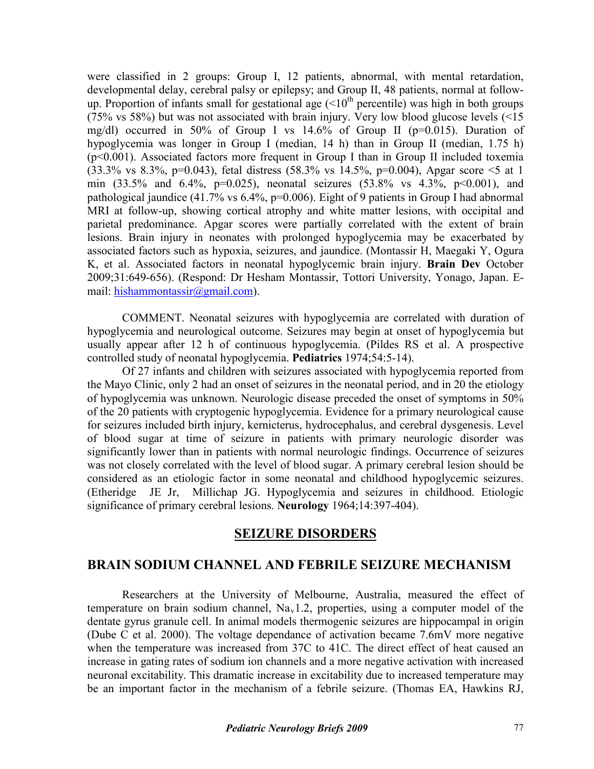were classified in 2 groups: Group I, 12 patients, abnormal, with mental retardation, developmental delay, cerebral palsy or epilepsy; and Group II, 48 patients, normal at follow-up. Proportion of infants small for gestational age (<10th percentile) was high in both groups (75% vs 58%) but was not associated with brain injury. Very low blood glucose levels (<15 mg/dl) occurred in 50% of Group I vs 14.6% of Group II (p=0.015). Duration of hypoglycemia was longer in Group I (median, 14 h) than in Group II (median, 1.75 h) (p<0.001). Associated factors more frequent in Group I than in Group II included toxemia (33.3% vs 8.3%, p=0.043), fetal distress (58.3% vs 14.5%, p=0.004), Apgar score <5 at 1 min (33.5% and 6.4%, p=0.025), neonatal seizures (53.8% vs 4.3%, p<0.001), and pathological jaundice (41.7% vs 6.4%, p=0.006). Eight of 9 patients in Group I had abnormal MRI at follow-up, showing cortical atrophy and white matter lesions, with occipital and parietal predominance. Apgar scores were partially correlated with the extent of brain lesions. Brain injury in neonates with prolonged hypoglycemia may be exacerbated by associated factors such as hypoxia, seizures, and jaundice. (Montassir H, Maegaki Y, Ogura K, et al. Associated factors in neonatal hypoglycemic brain injury. **Brain Dev** October 2009;31:649-656). (Respond: Dr Hesham Montassir, Tottori University, Yonago, Japan. E-mail: hishammontassir@gmail.com).

COMMENT. Neonatal seizures with hypoglycemia are correlated with duration of hypoglycemia and neurological outcome. Seizures may begin at onset of hypoglycemia but usually appear after 12 h of continuous hypoglycemia. (Pildes RS et al. A prospective controlled study of neonatal hypoglycemia. **Pediatrics** 1974;54:5-14).

Of 27 infants and children with seizures associated with hypoglycemia reported from the Mayo Clinic, only 2 had an onset of seizures in the neonatal period, and in 20 the etiology of hypoglycemia was unknown. Neurologic disease preceded the onset of symptoms in 50% of the 20 patients with cryptogenic hypoglycemia. Evidence for a primary neurological cause for seizures included birth injury, kernicterus, hydrocephalus, and cerebral dysgenesis. Level of blood sugar at time of seizure in patients with primary neurologic disorder was significantly lower than in patients with normal neurologic findings. Occurrence of seizures was not closely correlated with the level of blood sugar. A primary cerebral lesion should be considered as an etiologic factor in some neonatal and childhood hypoglycemic seizures. (Etheridge JE Jr, Millichap JG. Hypoglycemia and seizures in childhood. Etiologic significance of primary cerebral lesions. **Neurology** 1964;14:397-404).

## SEIZURE DISORDERS

### BRAIN SODIUM CHANNEL AND FEBRILE SEIZURE MECHANISM

Researchers at the University of Melbourne, Australia, measured the effect of temperature on brain sodium channel, $Na_v1.2$, properties, using a computer model of the dentate gyrus granule cell. In animal models thermogenic seizures are hippocampal in origin (Dube C et al. 2000). The voltage dependance of activation became 7.6mV more negative when the temperature was increased from 37C to 41C. The direct effect of heat caused an increase in gating rates of sodium ion channels and a more negative activation with increased neuronal excitability. This dramatic increase in excitability due to increased temperature may be an important factor in the mechanism of a febrile seizure. (Thomas EA, Hawkins RJ,